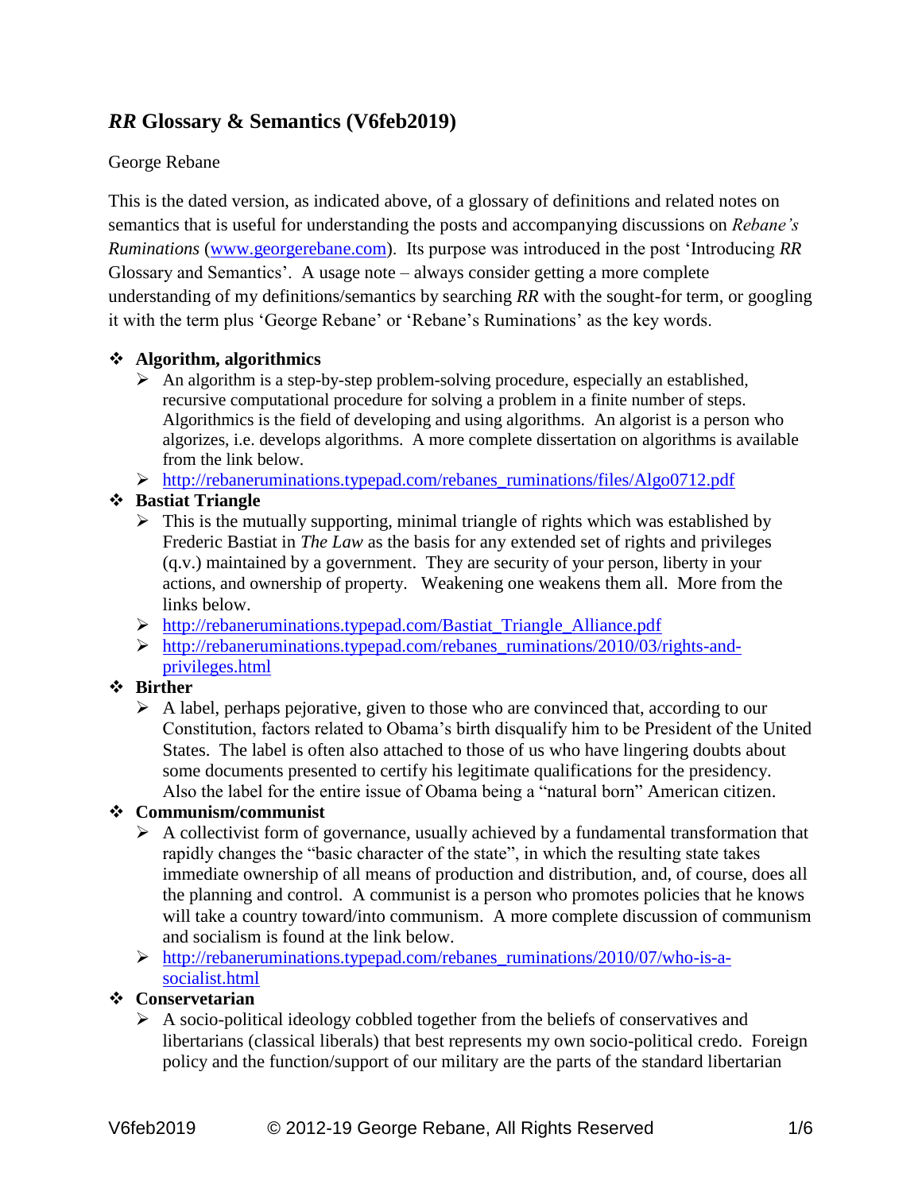# *RR* Glossary & Semantics (V6feb2019)

George Rebane

This is the dated version, as indicated above, of a glossary of definitions and related notes on semantics that is useful for understanding the posts and accompanying discussions on *Rebane's Ruminations* (www.georgerebane.com). Its purpose was introduced in the post 'Introducing *RR* Glossary and Semantics'. A usage note – always consider getting a more complete understanding of my definitions/semantics by searching *RR* with the sought-for term, or googling it with the term plus 'George Rebane' or 'Rebane's Ruminations' as the key words.

- **Algorithm, algorithmics**
  - An algorithm is a step-by-step problem-solving procedure, especially an established, recursive computational procedure for solving a problem in a finite number of steps. Algorithmics is the field of developing and using algorithms. An algorist is a person who algorizes, i.e. develops algorithms. A more complete dissertation on algorithms is available from the link below.
  - http://rebaneruminations.typepad.com/rebanes_ruminations/files/Algo0712.pdf
- **Bastiat Triangle**
  - This is the mutually supporting, minimal triangle of rights which was established by Frederic Bastiat in *The Law* as the basis for any extended set of rights and privileges (q.v.) maintained by a government. They are security of your person, liberty in your actions, and ownership of property. Weakening one weakens them all. More from the links below.
  - http://rebaneruminations.typepad.com/Bastiat_Triangle_Alliance.pdf
  - http://rebaneruminations.typepad.com/rebanes_ruminations/2010/03/rights-and-privileges.html
- **Birther**
  - A label, perhaps pejorative, given to those who are convinced that, according to our Constitution, factors related to Obama's birth disqualify him to be President of the United States. The label is often also attached to those of us who have lingering doubts about some documents presented to certify his legitimate qualifications for the presidency. Also the label for the entire issue of Obama being a "natural born" American citizen.
- **Communism/communist**
  - A collectivist form of governance, usually achieved by a fundamental transformation that rapidly changes the "basic character of the state", in which the resulting state takes immediate ownership of all means of production and distribution, and, of course, does all the planning and control. A communist is a person who promotes policies that he knows will take a country toward/into communism. A more complete discussion of communism and socialism is found at the link below.
  - http://rebaneruminations.typepad.com/rebanes_ruminations/2010/07/who-is-a-socialist.html
- **Conservetarian**
  - A socio-political ideology cobbled together from the beliefs of conservatives and libertarians (classical liberals) that best represents my own socio-political credo. Foreign policy and the function/support of our military are the parts of the standard libertarian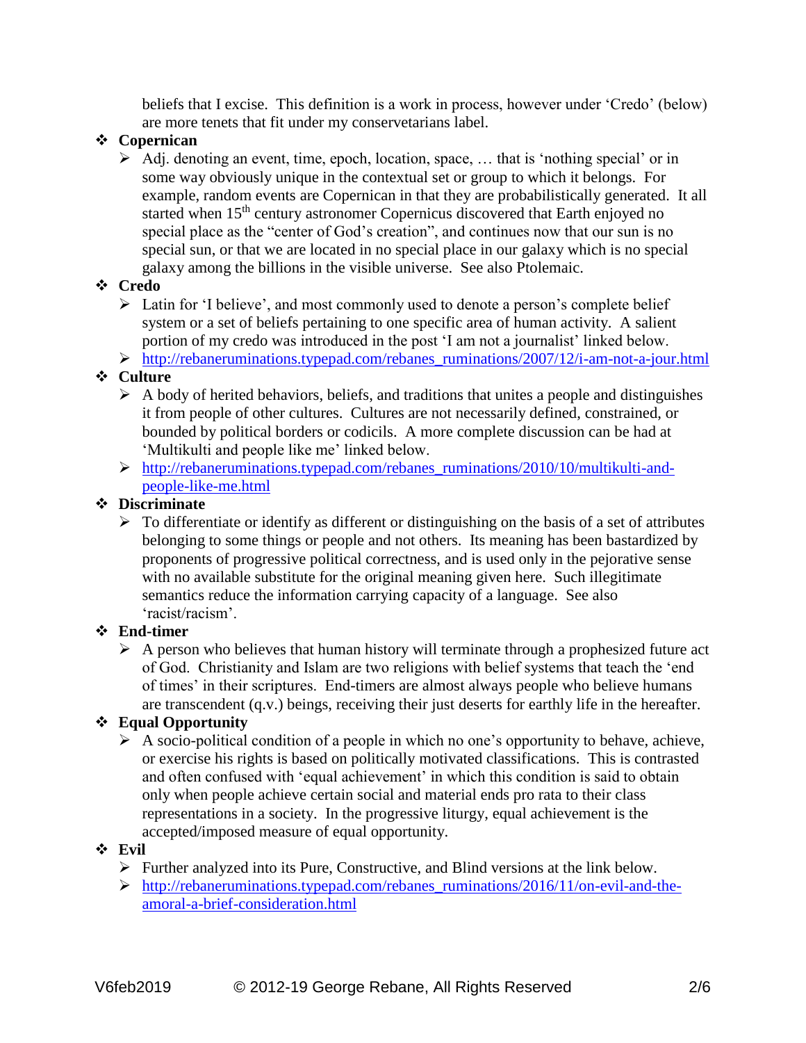beliefs that I excise. This definition is a work in process, however under 'Credo' (below) are more tenets that fit under my conservetarians label.

- **Copernican**
  - Adj. denoting an event, time, epoch, location, space, … that is 'nothing special' or in some way obviously unique in the contextual set or group to which it belongs. For example, random events are Copernican in that they are probabilistically generated. It all started when 15th century astronomer Copernicus discovered that Earth enjoyed no special place as the "center of God's creation", and continues now that our sun is no special sun, or that we are located in no special place in our galaxy which is no special galaxy among the billions in the visible universe. See also Ptolemaic.
- **Credo**
  - Latin for 'I believe', and most commonly used to denote a person's complete belief system or a set of beliefs pertaining to one specific area of human activity. A salient portion of my credo was introduced in the post 'I am not a journalist' linked below.
  - http://rebaneruminations.typepad.com/rebanes_ruminations/2007/12/i-am-not-a-jour.html
- **Culture**
  - A body of herited behaviors, beliefs, and traditions that unites a people and distinguishes it from people of other cultures. Cultures are not necessarily defined, constrained, or bounded by political borders or codicils. A more complete discussion can be had at 'Multikulti and people like me' linked below.
  - http://rebaneruminations.typepad.com/rebanes_ruminations/2010/10/multikulti-and-people-like-me.html
- **Discriminate**
  - To differentiate or identify as different or distinguishing on the basis of a set of attributes belonging to some things or people and not others. Its meaning has been bastardized by proponents of progressive political correctness, and is used only in the pejorative sense with no available substitute for the original meaning given here. Such illegitimate semantics reduce the information carrying capacity of a language. See also 'racist/racism'.
- **End-timer**
  - A person who believes that human history will terminate through a prophesized future act of God. Christianity and Islam are two religions with belief systems that teach the 'end of times' in their scriptures. End-timers are almost always people who believe humans are transcendent (q.v.) beings, receiving their just deserts for earthly life in the hereafter.
- **Equal Opportunity**
  - A socio-political condition of a people in which no one's opportunity to behave, achieve, or exercise his rights is based on politically motivated classifications. This is contrasted and often confused with 'equal achievement' in which this condition is said to obtain only when people achieve certain social and material ends pro rata to their class representations in a society. In the progressive liturgy, equal achievement is the accepted/imposed measure of equal opportunity.
- **Evil**
  - Further analyzed into its Pure, Constructive, and Blind versions at the link below.
  - http://rebaneruminations.typepad.com/rebanes_ruminations/2016/11/on-evil-and-the-amoral-a-brief-consideration.html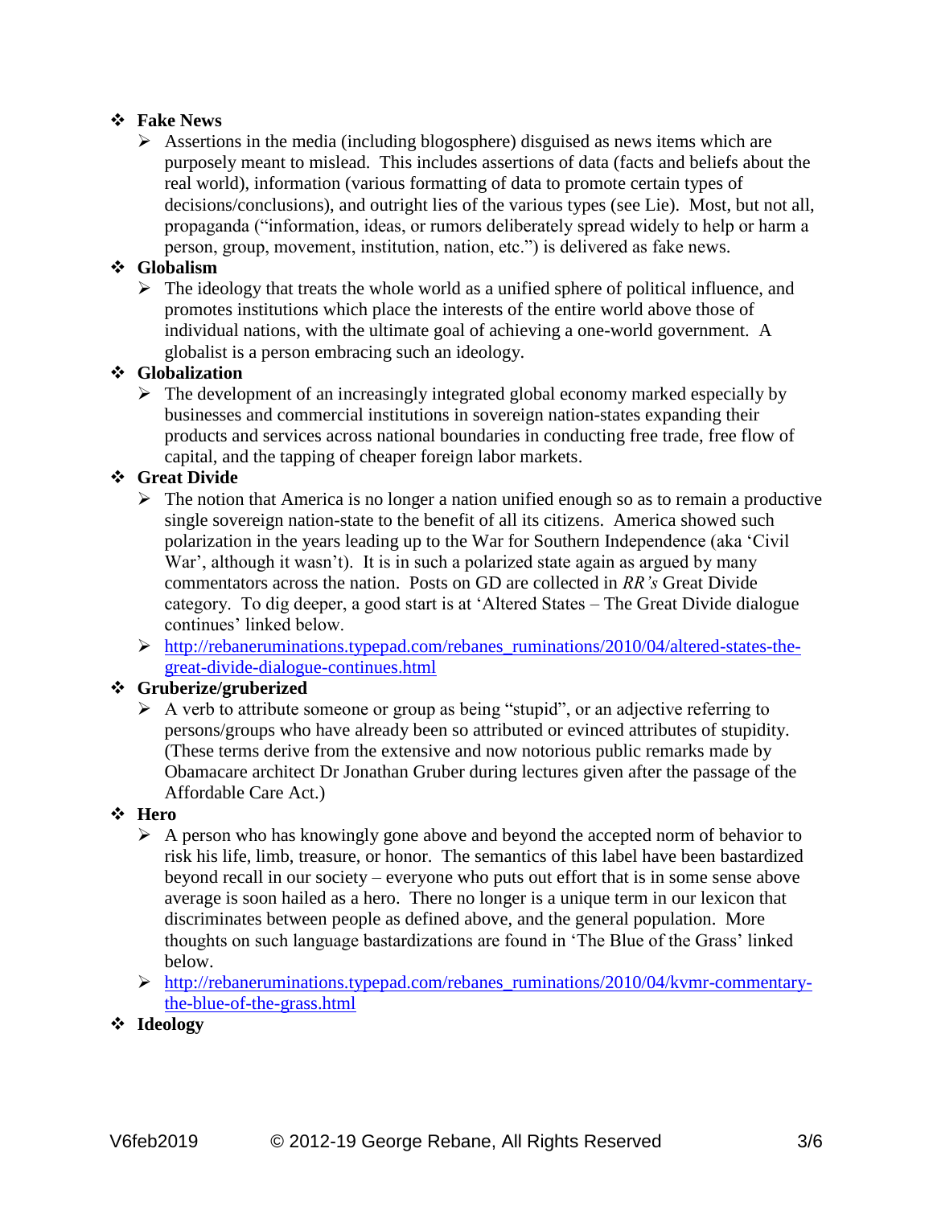- **Fake News**
  - Assertions in the media (including blogosphere) disguised as news items which are purposely meant to mislead. This includes assertions of data (facts and beliefs about the real world), information (various formatting of data to promote certain types of decisions/conclusions), and outright lies of the various types (see Lie). Most, but not all, propaganda ("information, ideas, or rumors deliberately spread widely to help or harm a person, group, movement, institution, nation, etc.") is delivered as fake news.
- **Globalism**
  - The ideology that treats the whole world as a unified sphere of political influence, and promotes institutions which place the interests of the entire world above those of individual nations, with the ultimate goal of achieving a one-world government. A globalist is a person embracing such an ideology.
- **Globalization**
  - The development of an increasingly integrated global economy marked especially by businesses and commercial institutions in sovereign nation-states expanding their products and services across national boundaries in conducting free trade, free flow of capital, and the tapping of cheaper foreign labor markets.
- **Great Divide**
  - The notion that America is no longer a nation unified enough so as to remain a productive single sovereign nation-state to the benefit of all its citizens. America showed such polarization in the years leading up to the War for Southern Independence (aka 'Civil War', although it wasn't). It is in such a polarized state again as argued by many commentators across the nation. Posts on GD are collected in *RR's* Great Divide category. To dig deeper, a good start is at 'Altered States – The Great Divide dialogue continues' linked below.
  - [http://rebaneruminations.typepad.com/rebanes_ruminations/2010/04/altered-states-the-great-divide-dialogue-continues.html](http://rebaneruminations.typepad.com/rebanes_ruminations/2010/04/altered-states-the-great-divide-dialogue-continues.html)
- **Gruberize/gruberized**
  - A verb to attribute someone or group as being "stupid", or an adjective referring to persons/groups who have already been so attributed or evinced attributes of stupidity. (These terms derive from the extensive and now notorious public remarks made by Obamacare architect Dr Jonathan Gruber during lectures given after the passage of the Affordable Care Act.)
- **Hero**
  - A person who has knowingly gone above and beyond the accepted norm of behavior to risk his life, limb, treasure, or honor. The semantics of this label have been bastardized beyond recall in our society – everyone who puts out effort that is in some sense above average is soon hailed as a hero. There no longer is a unique term in our lexicon that discriminates between people as defined above, and the general population. More thoughts on such language bastardizations are found in 'The Blue of the Grass' linked below.
  - [http://rebaneruminations.typepad.com/rebanes_ruminations/2010/04/kvmr-commentary-the-blue-of-the-grass.html](http://rebaneruminations.typepad.com/rebanes_ruminations/2010/04/kvmr-commentary-the-blue-of-the-grass.html)
- **Ideology**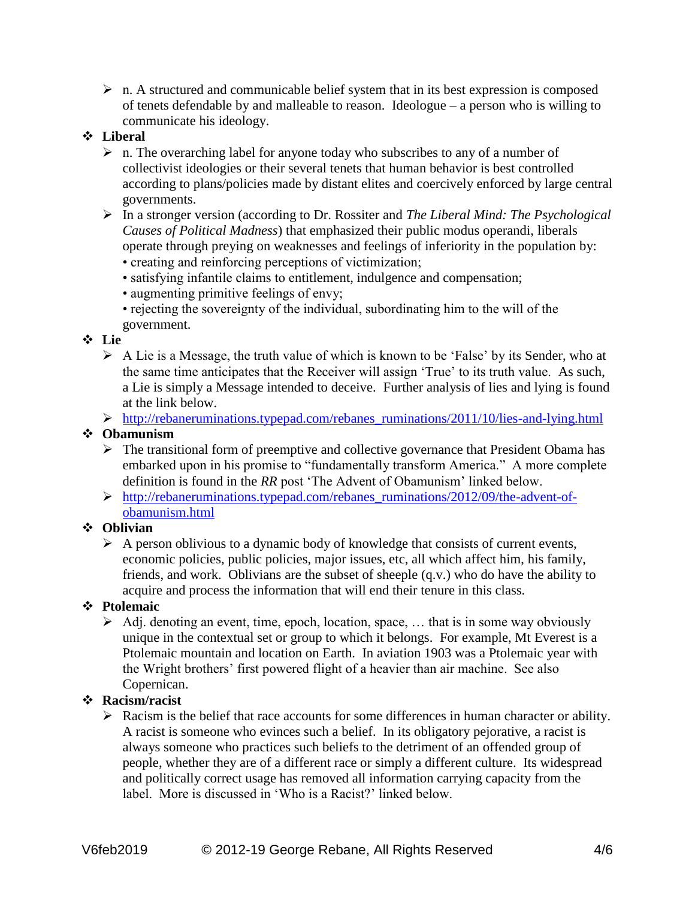- n. A structured and communicable belief system that in its best expression is composed of tenets defendable by and malleable to reason. Ideologue – a person who is willing to communicate his ideology.

- **Liberal**
  - n. The overarching label for anyone today who subscribes to any of a number of collectivist ideologies or their several tenets that human behavior is best controlled according to plans/policies made by distant elites and coercively enforced by large central governments.
  - In a stronger version (according to Dr. Rossiter and *The Liberal Mind: The Psychological Causes of Political Madness*) that emphasized their public modus operandi, liberals operate through preying on weaknesses and feelings of inferiority in the population by:
    • creating and reinforcing perceptions of victimization;
    • satisfying infantile claims to entitlement, indulgence and compensation;
    • augmenting primitive feelings of envy;
    • rejecting the sovereignty of the individual, subordinating him to the will of the government.

- **Lie**
  - A Lie is a Message, the truth value of which is known to be 'False' by its Sender, who at the same time anticipates that the Receiver will assign 'True' to its truth value. As such, a Lie is simply a Message intended to deceive. Further analysis of lies and lying is found at the link below.
  - http://rebaneruminations.typepad.com/rebanes_ruminations/2011/10/lies-and-lying.html

- **Obamunism**
  - The transitional form of preemptive and collective governance that President Obama has embarked upon in his promise to "fundamentally transform America." A more complete definition is found in the *RR* post 'The Advent of Obamunism' linked below.
  - http://rebaneruminations.typepad.com/rebanes_ruminations/2012/09/the-advent-of-obamunism.html

- **Oblivian**
  - A person oblivious to a dynamic body of knowledge that consists of current events, economic policies, public policies, major issues, etc, all which affect him, his family, friends, and work. Oblivians are the subset of sheeple (q.v.) who do have the ability to acquire and process the information that will end their tenure in this class.

- **Ptolemaic**
  - Adj. denoting an event, time, epoch, location, space, … that is in some way obviously unique in the contextual set or group to which it belongs. For example, Mt Everest is a Ptolemaic mountain and location on Earth. In aviation 1903 was a Ptolemaic year with the Wright brothers' first powered flight of a heavier than air machine. See also Copernican.

- **Racism/racist**
  - Racism is the belief that race accounts for some differences in human character or ability. A racist is someone who evinces such a belief. In its obligatory pejorative, a racist is always someone who practices such beliefs to the detriment of an offended group of people, whether they are of a different race or simply a different culture. Its widespread and politically correct usage has removed all information carrying capacity from the label. More is discussed in 'Who is a Racist?' linked below.

V6feb2019 © 2012-19 George Rebane, All Rights Reserved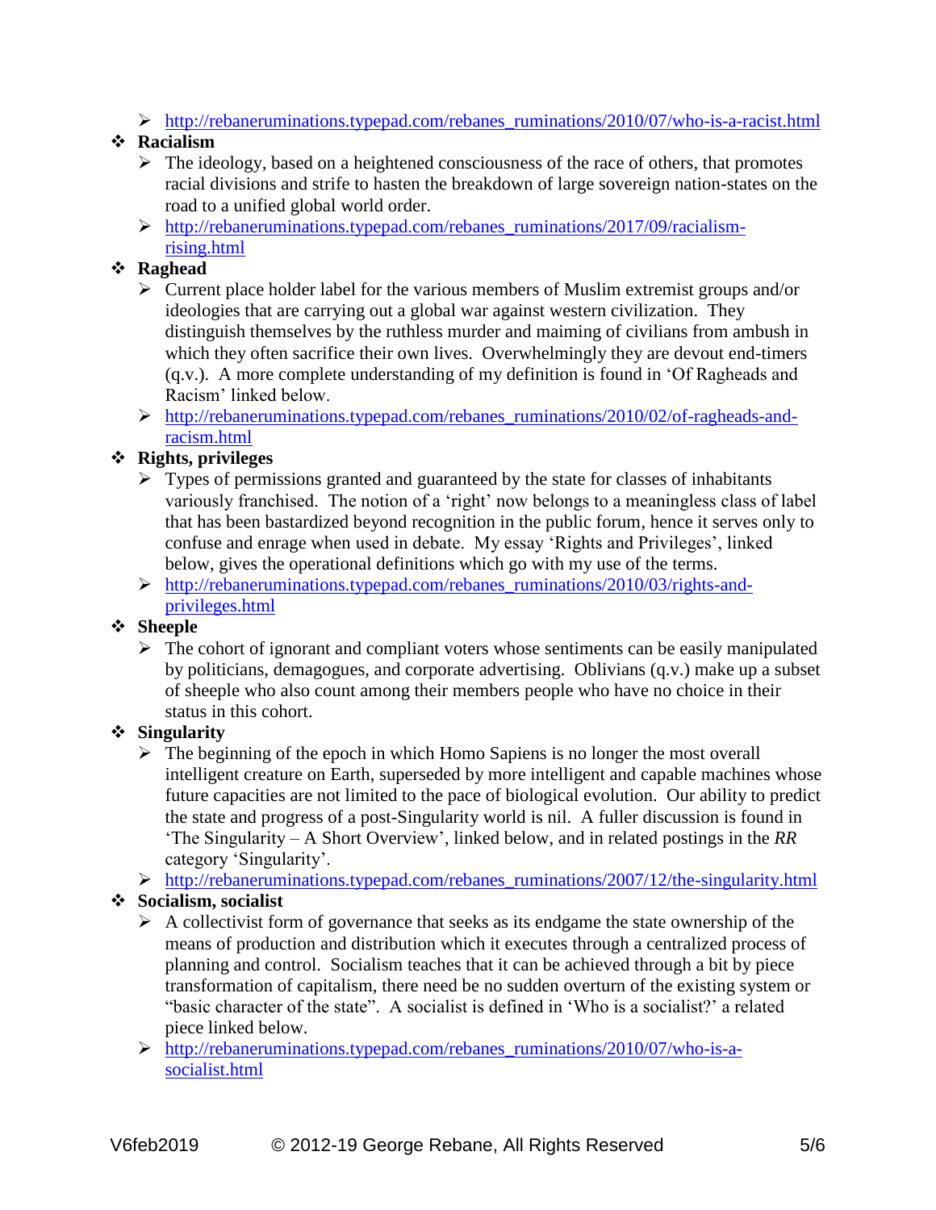- http://rebaneruminations.typepad.com/rebanes_ruminations/2010/07/who-is-a-racist.html

- **Racialism**
  - The ideology, based on a heightened consciousness of the race of others, that promotes racial divisions and strife to hasten the breakdown of large sovereign nation-states on the road to a unified global world order.
  - http://rebaneruminations.typepad.com/rebanes_ruminations/2017/09/racialism-rising.html
- **Raghead**
  - Current place holder label for the various members of Muslim extremist groups and/or ideologies that are carrying out a global war against western civilization. They distinguish themselves by the ruthless murder and maiming of civilians from ambush in which they often sacrifice their own lives. Overwhelmingly they are devout end-timers (q.v.). A more complete understanding of my definition is found in 'Of Ragheads and Racism' linked below.
  - http://rebaneruminations.typepad.com/rebanes_ruminations/2010/02/of-ragheads-and-racism.html
- **Rights, privileges**
  - Types of permissions granted and guaranteed by the state for classes of inhabitants variously franchised. The notion of a 'right' now belongs to a meaningless class of label that has been bastardized beyond recognition in the public forum, hence it serves only to confuse and enrage when used in debate. My essay 'Rights and Privileges', linked below, gives the operational definitions which go with my use of the terms.
  - http://rebaneruminations.typepad.com/rebanes_ruminations/2010/03/rights-and-privileges.html
- **Sheeple**
  - The cohort of ignorant and compliant voters whose sentiments can be easily manipulated by politicians, demagogues, and corporate advertising. Oblivians (q.v.) make up a subset of sheeple who also count among their members people who have no choice in their status in this cohort.
- **Singularity**
  - The beginning of the epoch in which Homo Sapiens is no longer the most overall intelligent creature on Earth, superseded by more intelligent and capable machines whose future capacities are not limited to the pace of biological evolution. Our ability to predict the state and progress of a post-Singularity world is nil. A fuller discussion is found in 'The Singularity – A Short Overview', linked below, and in related postings in the *RR* category 'Singularity'.
  - http://rebaneruminations.typepad.com/rebanes_ruminations/2007/12/the-singularity.html
- **Socialism, socialist**
  - A collectivist form of governance that seeks as its endgame the state ownership of the means of production and distribution which it executes through a centralized process of planning and control. Socialism teaches that it can be achieved through a bit by piece transformation of capitalism, there need be no sudden overturn of the existing system or "basic character of the state". A socialist is defined in 'Who is a socialist?' a related piece linked below.
  - http://rebaneruminations.typepad.com/rebanes_ruminations/2010/07/who-is-a-socialist.html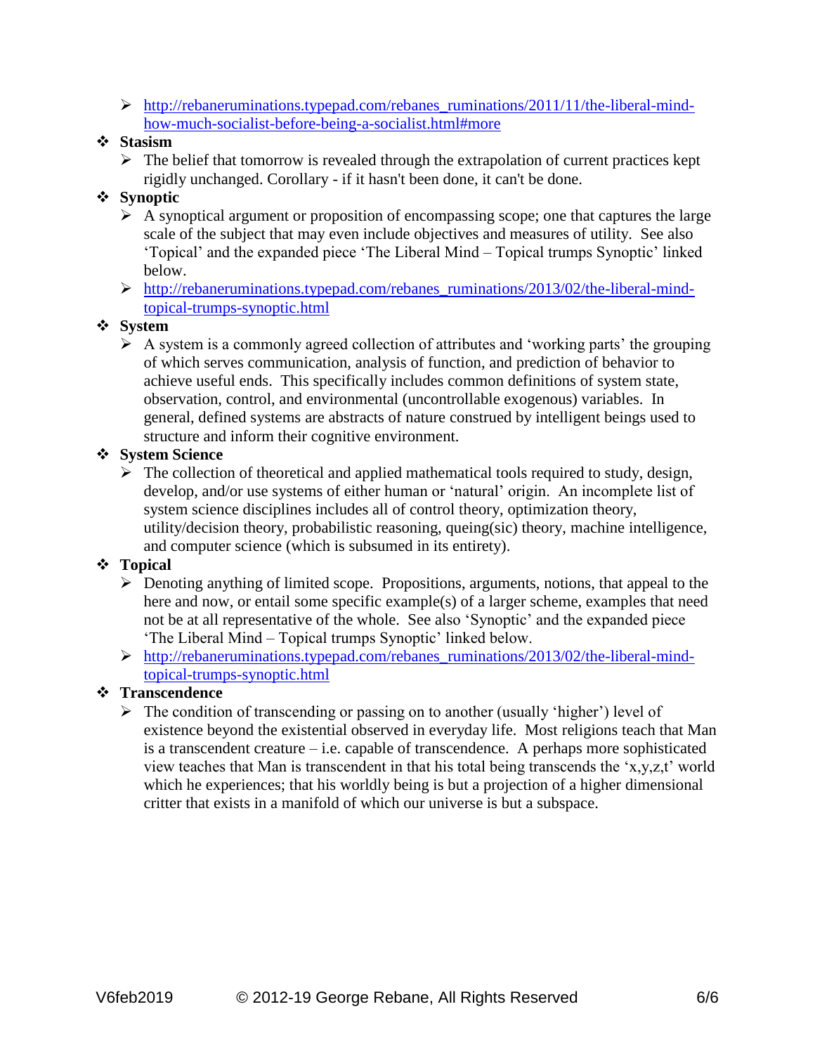- http://rebaneruminations.typepad.com/rebanes_ruminations/2011/11/the-liberal-mind-how-much-socialist-before-being-a-socialist.html#more

- **Stasism**
  - The belief that tomorrow is revealed through the extrapolation of current practices kept rigidly unchanged. Corollary - if it hasn't been done, it can't be done.
- **Synoptic**
  - A synoptical argument or proposition of encompassing scope; one that captures the large scale of the subject that may even include objectives and measures of utility. See also 'Topical' and the expanded piece 'The Liberal Mind – Topical trumps Synoptic' linked below.
  - http://rebaneruminations.typepad.com/rebanes_ruminations/2013/02/the-liberal-mind-topical-trumps-synoptic.html
- **System**
  - A system is a commonly agreed collection of attributes and 'working parts' the grouping of which serves communication, analysis of function, and prediction of behavior to achieve useful ends. This specifically includes common definitions of system state, observation, control, and environmental (uncontrollable exogenous) variables. In general, defined systems are abstracts of nature construed by intelligent beings used to structure and inform their cognitive environment.
- **System Science**
  - The collection of theoretical and applied mathematical tools required to study, design, develop, and/or use systems of either human or 'natural' origin. An incomplete list of system science disciplines includes all of control theory, optimization theory, utility/decision theory, probabilistic reasoning, queing(sic) theory, machine intelligence, and computer science (which is subsumed in its entirety).
- **Topical**
  - Denoting anything of limited scope. Propositions, arguments, notions, that appeal to the here and now, or entail some specific example(s) of a larger scheme, examples that need not be at all representative of the whole. See also 'Synoptic' and the expanded piece 'The Liberal Mind – Topical trumps Synoptic' linked below.
  - http://rebaneruminations.typepad.com/rebanes_ruminations/2013/02/the-liberal-mind-topical-trumps-synoptic.html
- **Transcendence**
  - The condition of transcending or passing on to another (usually 'higher') level of existence beyond the existential observed in everyday life. Most religions teach that Man is a transcendent creature – i.e. capable of transcendence. A perhaps more sophisticated view teaches that Man is transcendent in that his total being transcends the 'x,y,z,t' world which he experiences; that his worldly being is but a projection of a higher dimensional critter that exists in a manifold of which our universe is but a subspace.

V6feb2019 © 2012-19 George Rebane, All Rights Reserved